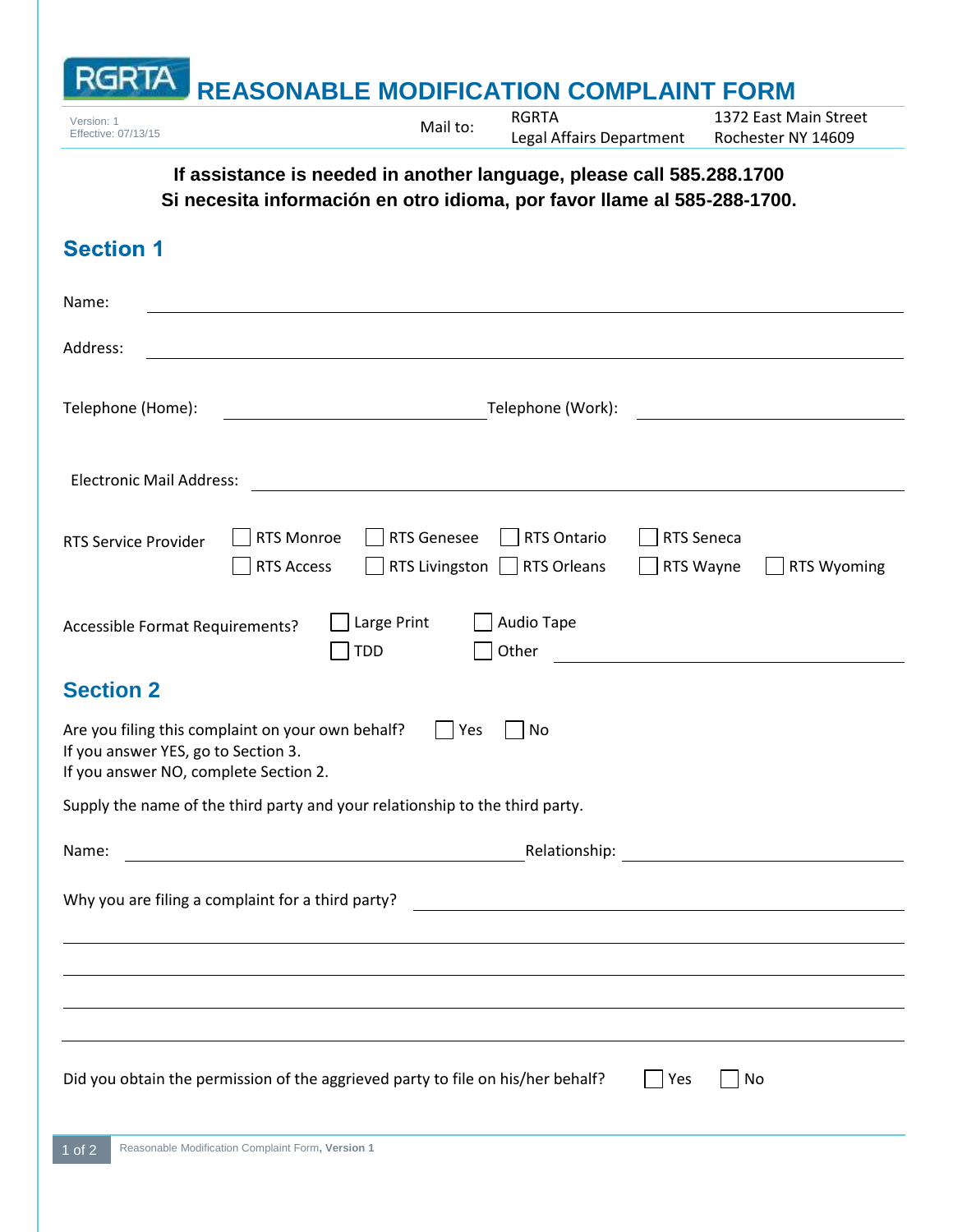RGRTA

# REASONABLE MODIFICATION COMPLAINT FORM

Version: 1
Effective: 07/13/15

Mail to: RGRTA
Legal Affairs Department
1372 East Main Street
Rochester NY 14609

**If assistance is needed in another language, please call 585.288.1700**
**Si necesita información en otro idioma, por favor llame al 585-288-1700.**

## Section 1

Name: ______________________________

Address: ______________________________

Telephone (Home): ______________________________ Telephone (Work): ______________________________

Electronic Mail Address: ______________________________

RTS Service Provider
- ☐ RTS Monroe
- ☐ RTS Genesee
- ☐ RTS Ontario
- ☐ RTS Seneca
- ☐ RTS Access
- ☐ RTS Livingston
- ☐ RTS Orleans
- ☐ RTS Wayne
- ☐ RTS Wyoming

Accessible Format Requirements?
- ☐ Large Print
- ☐ Audio Tape
- ☐ TDD
- ☐ Other ______________________________

## Section 2

Are you filing this complaint on your own behalf? ☐ Yes ☐ No
If you answer YES, go to Section 3.
If you answer NO, complete Section 2.

Supply the name of the third party and your relationship to the third party.

Name: ______________________________ Relationship: ______________________________

Why you are filing a complaint for a third party? ______________________________

______________________________

______________________________

______________________________

______________________________

Did you obtain the permission of the aggrieved party to file on his/her behalf? ☐ Yes ☐ No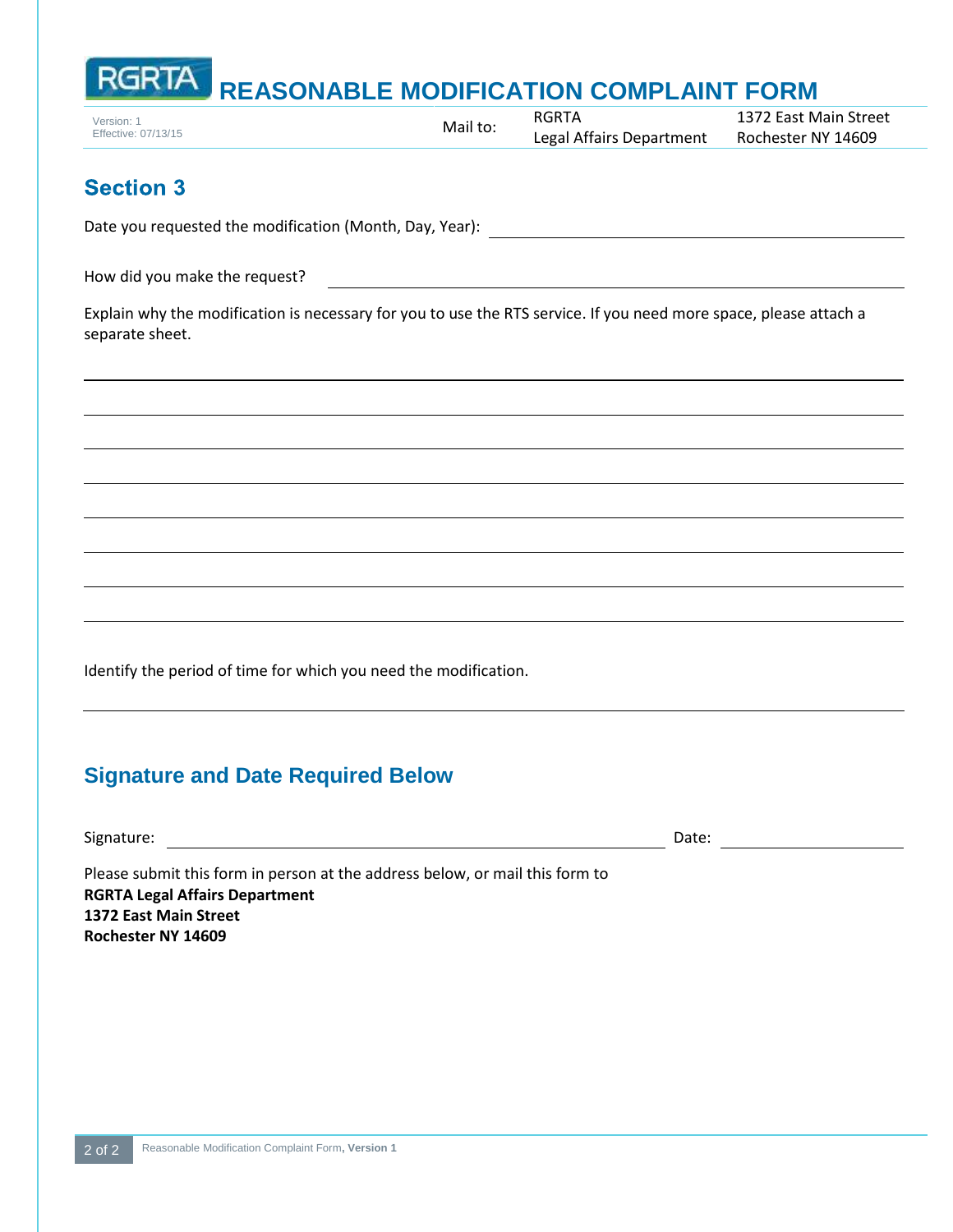# REASONABLE MODIFICATION COMPLAINT FORM

Version: 1
Effective: 07/13/15

Mail to: RGRTA Legal Affairs Department, 1372 East Main Street, Rochester NY 14609

## Section 3

Date you requested the modification (Month, Day, Year): ______________________________

How did you make the request? ______________________________

Explain why the modification is necessary for you to use the RTS service. If you need more space, please attach a separate sheet.

______________________________

______________________________

______________________________

______________________________

______________________________

______________________________

______________________________

______________________________

Identify the period of time for which you need the modification.

______________________________

## Signature and Date Required Below

Signature: ______________________________ Date: ______________

Please submit this form in person at the address below, or mail this form to
**RGRTA Legal Affairs Department**
**1372 East Main Street**
**Rochester NY 14609**